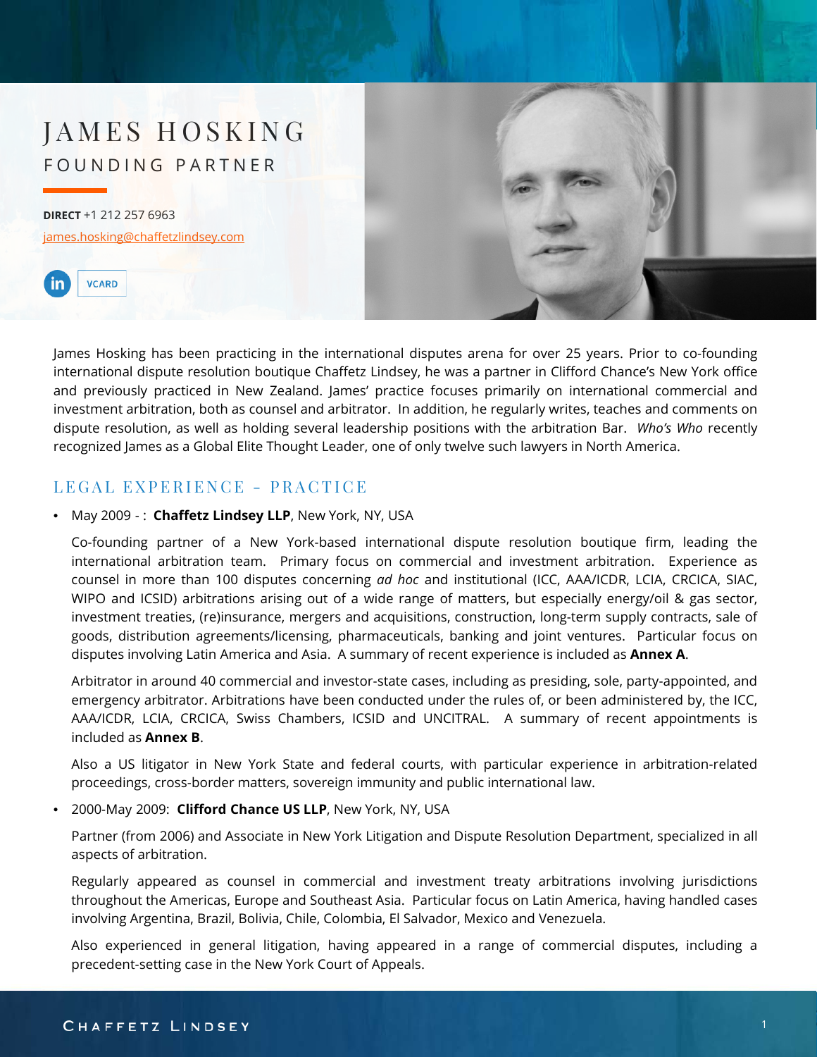# JAMES HOSKING

## FOUNDING PARTNER

**DIRECT** +1 212 257 6963

james.hosking@chaffetzlindsey.com

VCARD

James Hosking has been practicing in the international disputes arena for over 25 years. Prior to co-founding international dispute resolution boutique Chaffetz Lindsey, he was a partner in Clifford Chance's New York office and previously practiced in New Zealand. James' practice focuses primarily on international commercial and investment arbitration, both as counsel and arbitrator. In addition, he regularly writes, teaches and comments on dispute resolution, as well as holding several leadership positions with the arbitration Bar. *Who's Who* recently recognized James as a Global Elite Thought Leader, one of only twelve such lawyers in North America.

## LEGAL EXPERIENCE – PRACTICE

- May 2009 - : **Chaffetz Lindsey LLP**, New York, NY, USA

  Co-founding partner of a New York-based international dispute resolution boutique firm, leading the international arbitration team. Primary focus on commercial and investment arbitration. Experience as counsel in more than 100 disputes concerning *ad hoc* and institutional (ICC, AAA/ICDR, LCIA, CRCICA, SIAC, WIPO and ICSID) arbitrations arising out of a wide range of matters, but especially energy/oil & gas sector, investment treaties, (re)insurance, mergers and acquisitions, construction, long-term supply contracts, sale of goods, distribution agreements/licensing, pharmaceuticals, banking and joint ventures. Particular focus on disputes involving Latin America and Asia. A summary of recent experience is included as **Annex A**.

  Arbitrator in around 40 commercial and investor-state cases, including as presiding, sole, party-appointed, and emergency arbitrator. Arbitrations have been conducted under the rules of, or been administered by, the ICC, AAA/ICDR, LCIA, CRCICA, Swiss Chambers, ICSID and UNCITRAL. A summary of recent appointments is included as **Annex B**.

  Also a US litigator in New York State and federal courts, with particular experience in arbitration-related proceedings, cross-border matters, sovereign immunity and public international law.

- 2000-May 2009: **Clifford Chance US LLP**, New York, NY, USA

  Partner (from 2006) and Associate in New York Litigation and Dispute Resolution Department, specialized in all aspects of arbitration.

  Regularly appeared as counsel in commercial and investment treaty arbitrations involving jurisdictions throughout the Americas, Europe and Southeast Asia. Particular focus on Latin America, having handled cases involving Argentina, Brazil, Bolivia, Chile, Colombia, El Salvador, Mexico and Venezuela.

  Also experienced in general litigation, having appeared in a range of commercial disputes, including a precedent-setting case in the New York Court of Appeals.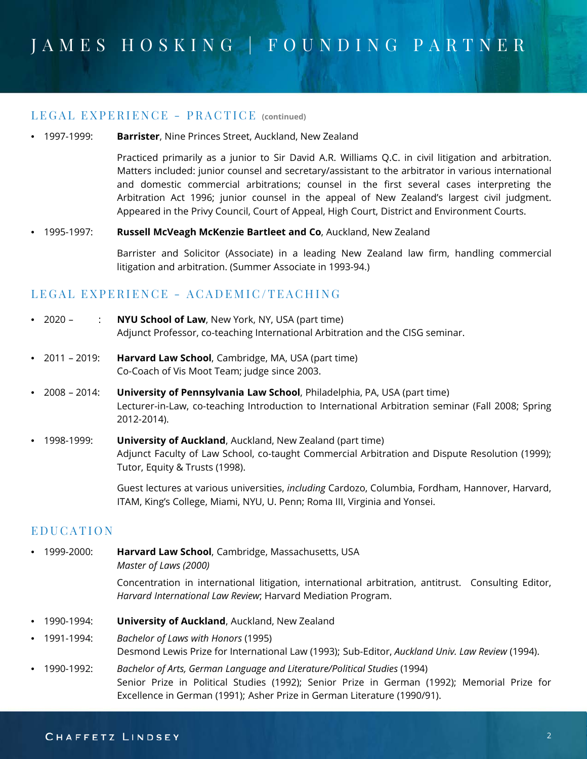# JAMES HOSKING | FOUNDING PARTNER

## LEGAL EXPERIENCE – PRACTICE (continued)

- 1997-1999: **Barrister**, Nine Princes Street, Auckland, New Zealand

  Practiced primarily as a junior to Sir David A.R. Williams Q.C. in civil litigation and arbitration. Matters included: junior counsel and secretary/assistant to the arbitrator in various international and domestic commercial arbitrations; counsel in the first several cases interpreting the Arbitration Act 1996; junior counsel in the appeal of New Zealand's largest civil judgment. Appeared in the Privy Council, Court of Appeal, High Court, District and Environment Courts.

- 1995-1997: **Russell McVeagh McKenzie Bartleet and Co**, Auckland, New Zealand

  Barrister and Solicitor (Associate) in a leading New Zealand law firm, handling commercial litigation and arbitration. (Summer Associate in 1993-94.)

## LEGAL EXPERIENCE – ACADEMIC/TEACHING

- 2020 – : **NYU School of Law**, New York, NY, USA (part time)
  Adjunct Professor, co-teaching International Arbitration and the CISG seminar.

- 2011 – 2019: **Harvard Law School**, Cambridge, MA, USA (part time)
  Co-Coach of Vis Moot Team; judge since 2003.

- 2008 – 2014: **University of Pennsylvania Law School**, Philadelphia, PA, USA (part time)
  Lecturer-in-Law, co-teaching Introduction to International Arbitration seminar (Fall 2008; Spring 2012-2014).

- 1998-1999: **University of Auckland**, Auckland, New Zealand (part time)
  Adjunct Faculty of Law School, co-taught Commercial Arbitration and Dispute Resolution (1999); Tutor, Equity & Trusts (1998).

  Guest lectures at various universities, *including* Cardozo, Columbia, Fordham, Hannover, Harvard, ITAM, King's College, Miami, NYU, U. Penn; Roma III, Virginia and Yonsei.

## EDUCATION

- 1999-2000: **Harvard Law School**, Cambridge, Massachusetts, USA
  *Master of Laws (2000)*

  Concentration in international litigation, international arbitration, antitrust. Consulting Editor, *Harvard International Law Review*; Harvard Mediation Program.

- 1990-1994: **University of Auckland**, Auckland, New Zealand
- 1991-1994: *Bachelor of Laws with Honors* (1995)
  Desmond Lewis Prize for International Law (1993); Sub-Editor, *Auckland Univ. Law Review* (1994).
- 1990-1992: *Bachelor of Arts, German Language and Literature/Political Studies* (1994)
  Senior Prize in Political Studies (1992); Senior Prize in German (1992); Memorial Prize for Excellence in German (1991); Asher Prize in German Literature (1990/91).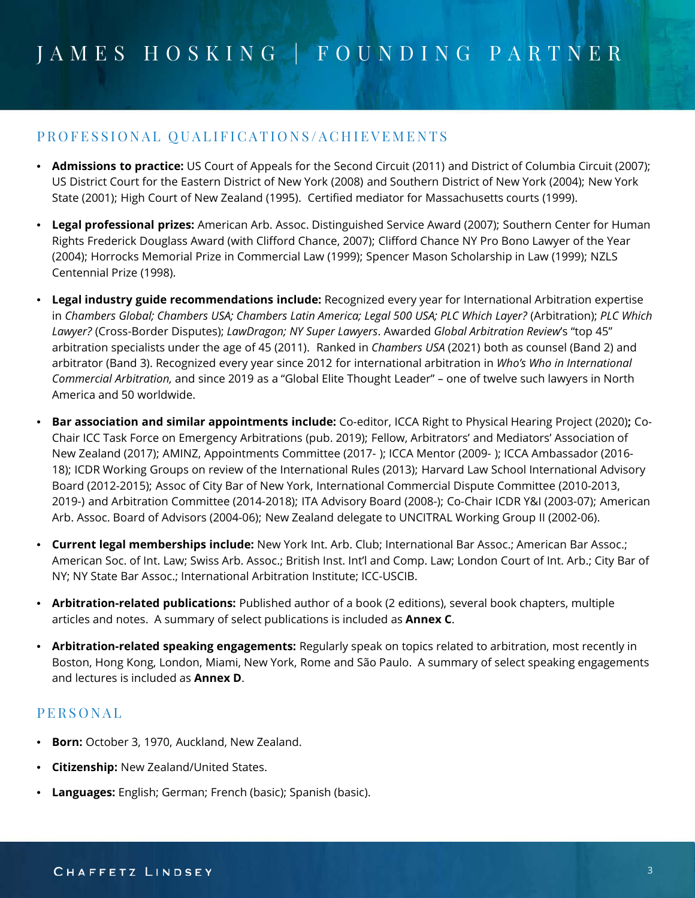# JAMES HOSKING | FOUNDING PARTNER

## PROFESSIONAL QUALIFICATIONS/ACHIEVEMENTS

- **Admissions to practice:** US Court of Appeals for the Second Circuit (2011) and District of Columbia Circuit (2007); US District Court for the Eastern District of New York (2008) and Southern District of New York (2004); New York State (2001); High Court of New Zealand (1995). Certified mediator for Massachusetts courts (1999).

- **Legal professional prizes:** American Arb. Assoc. Distinguished Service Award (2007); Southern Center for Human Rights Frederick Douglass Award (with Clifford Chance, 2007); Clifford Chance NY Pro Bono Lawyer of the Year (2004); Horrocks Memorial Prize in Commercial Law (1999); Spencer Mason Scholarship in Law (1999); NZLS Centennial Prize (1998).

- **Legal industry guide recommendations include:** Recognized every year for International Arbitration expertise in *Chambers Global; Chambers USA; Chambers Latin America; Legal 500 USA; PLC Which Layer?* (Arbitration); *PLC Which Lawyer?* (Cross-Border Disputes); *LawDragon; NY Super Lawyers*. Awarded *Global Arbitration Review*'s "top 45" arbitration specialists under the age of 45 (2011). Ranked in *Chambers USA* (2021) both as counsel (Band 2) and arbitrator (Band 3). Recognized every year since 2012 for international arbitration in *Who's Who in International Commercial Arbitration,* and since 2019 as a "Global Elite Thought Leader" – one of twelve such lawyers in North America and 50 worldwide.

- **Bar association and similar appointments include:** Co-editor, ICCA Right to Physical Hearing Project (2020)**;** Co-Chair ICC Task Force on Emergency Arbitrations (pub. 2019); Fellow, Arbitrators' and Mediators' Association of New Zealand (2017); AMINZ, Appointments Committee (2017- ); ICCA Mentor (2009- ); ICCA Ambassador (2016-18); ICDR Working Groups on review of the International Rules (2013); Harvard Law School International Advisory Board (2012-2015); Assoc of City Bar of New York, International Commercial Dispute Committee (2010-2013, 2019-) and Arbitration Committee (2014-2018); ITA Advisory Board (2008-); Co-Chair ICDR Y&I (2003-07); American Arb. Assoc. Board of Advisors (2004-06); New Zealand delegate to UNCITRAL Working Group II (2002-06).

- **Current legal memberships include:** New York Int. Arb. Club; International Bar Assoc.; American Bar Assoc.; American Soc. of Int. Law; Swiss Arb. Assoc.; British Inst. Int'l and Comp. Law; London Court of Int. Arb.; City Bar of NY; NY State Bar Assoc.; International Arbitration Institute; ICC-USCIB.

- **Arbitration-related publications:** Published author of a book (2 editions), several book chapters, multiple articles and notes. A summary of select publications is included as **Annex C**.

- **Arbitration-related speaking engagements:** Regularly speak on topics related to arbitration, most recently in Boston, Hong Kong, London, Miami, New York, Rome and São Paulo. A summary of select speaking engagements and lectures is included as **Annex D**.

## PERSONAL

- **Born:** October 3, 1970, Auckland, New Zealand.
- **Citizenship:** New Zealand/United States.
- **Languages:** English; German; French (basic); Spanish (basic).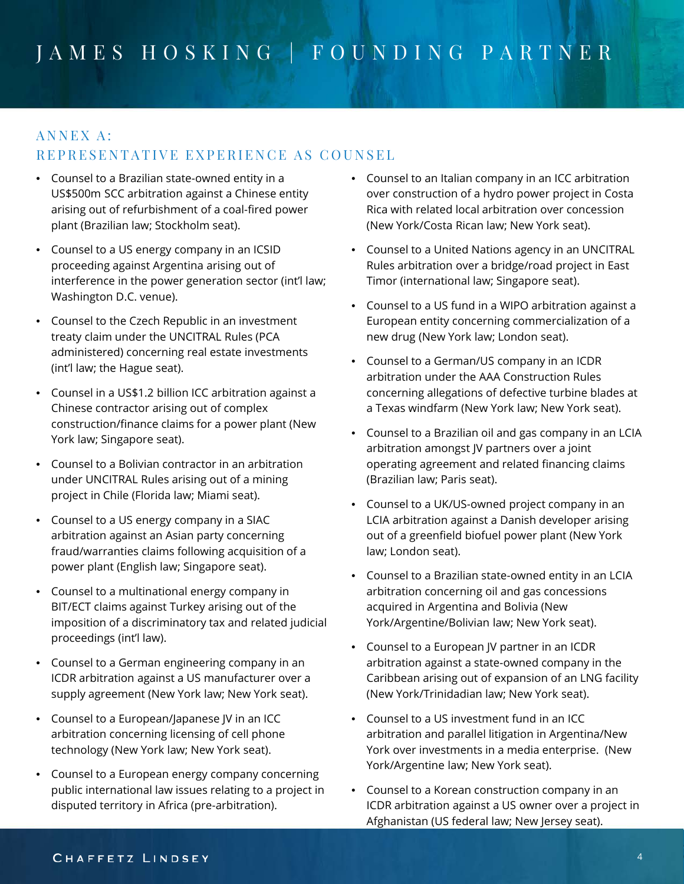## ANNEX A: REPRESENTATIVE EXPERIENCE AS COUNSEL

- Counsel to a Brazilian state-owned entity in a US$500m SCC arbitration against a Chinese entity arising out of refurbishment of a coal-fired power plant (Brazilian law; Stockholm seat).
- Counsel to a US energy company in an ICSID proceeding against Argentina arising out of interference in the power generation sector (int'l law; Washington D.C. venue).
- Counsel to the Czech Republic in an investment treaty claim under the UNCITRAL Rules (PCA administered) concerning real estate investments (int'l law; the Hague seat).
- Counsel in a US$1.2 billion ICC arbitration against a Chinese contractor arising out of complex construction/finance claims for a power plant (New York law; Singapore seat).
- Counsel to a Bolivian contractor in an arbitration under UNCITRAL Rules arising out of a mining project in Chile (Florida law; Miami seat).
- Counsel to a US energy company in a SIAC arbitration against an Asian party concerning fraud/warranties claims following acquisition of a power plant (English law; Singapore seat).
- Counsel to a multinational energy company in BIT/ECT claims against Turkey arising out of the imposition of a discriminatory tax and related judicial proceedings (int'l law).
- Counsel to a German engineering company in an ICDR arbitration against a US manufacturer over a supply agreement (New York law; New York seat).
- Counsel to a European/Japanese JV in an ICC arbitration concerning licensing of cell phone technology (New York law; New York seat).
- Counsel to a European energy company concerning public international law issues relating to a project in disputed territory in Africa (pre-arbitration).
- Counsel to an Italian company in an ICC arbitration over construction of a hydro power project in Costa Rica with related local arbitration over concession (New York/Costa Rican law; New York seat).
- Counsel to a United Nations agency in an UNCITRAL Rules arbitration over a bridge/road project in East Timor (international law; Singapore seat).
- Counsel to a US fund in a WIPO arbitration against a European entity concerning commercialization of a new drug (New York law; London seat).
- Counsel to a German/US company in an ICDR arbitration under the AAA Construction Rules concerning allegations of defective turbine blades at a Texas windfarm (New York law; New York seat).
- Counsel to a Brazilian oil and gas company in an LCIA arbitration amongst JV partners over a joint operating agreement and related financing claims (Brazilian law; Paris seat).
- Counsel to a UK/US-owned project company in an LCIA arbitration against a Danish developer arising out of a greenfield biofuel power plant (New York law; London seat).
- Counsel to a Brazilian state-owned entity in an LCIA arbitration concerning oil and gas concessions acquired in Argentina and Bolivia (New York/Argentine/Bolivian law; New York seat).
- Counsel to a European JV partner in an ICDR arbitration against a state-owned company in the Caribbean arising out of expansion of an LNG facility (New York/Trinidadian law; New York seat).
- Counsel to a US investment fund in an ICC arbitration and parallel litigation in Argentina/New York over investments in a media enterprise. (New York/Argentine law; New York seat).
- Counsel to a Korean construction company in an ICDR arbitration against a US owner over a project in Afghanistan (US federal law; New Jersey seat).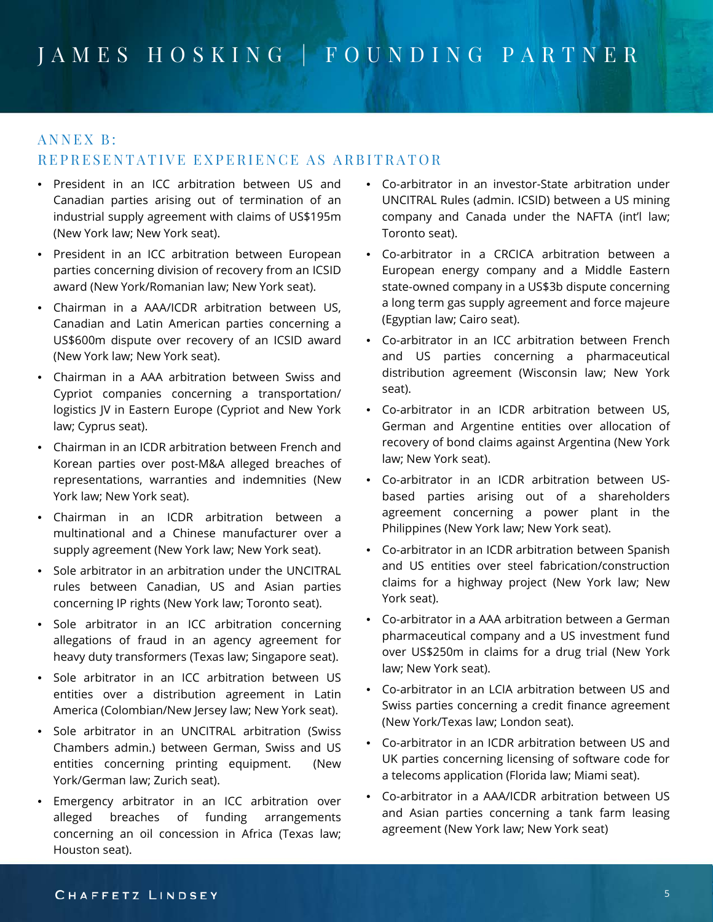# JAMES HOSKING | FOUNDING PARTNER

## ANNEX B: REPRESENTATIVE EXPERIENCE AS ARBITRATOR

- President in an ICC arbitration between US and Canadian parties arising out of termination of an industrial supply agreement with claims of US$195m (New York law; New York seat).
- President in an ICC arbitration between European parties concerning division of recovery from an ICSID award (New York/Romanian law; New York seat).
- Chairman in a AAA/ICDR arbitration between US, Canadian and Latin American parties concerning a US$600m dispute over recovery of an ICSID award (New York law; New York seat).
- Chairman in a AAA arbitration between Swiss and Cypriot companies concerning a transportation/ logistics JV in Eastern Europe (Cypriot and New York law; Cyprus seat).
- Chairman in an ICDR arbitration between French and Korean parties over post-M&A alleged breaches of representations, warranties and indemnities (New York law; New York seat).
- Chairman in an ICDR arbitration between a multinational and a Chinese manufacturer over a supply agreement (New York law; New York seat).
- Sole arbitrator in an arbitration under the UNCITRAL rules between Canadian, US and Asian parties concerning IP rights (New York law; Toronto seat).
- Sole arbitrator in an ICC arbitration concerning allegations of fraud in an agency agreement for heavy duty transformers (Texas law; Singapore seat).
- Sole arbitrator in an ICC arbitration between US entities over a distribution agreement in Latin America (Colombian/New Jersey law; New York seat).
- Sole arbitrator in an UNCITRAL arbitration (Swiss Chambers admin.) between German, Swiss and US entities concerning printing equipment. (New York/German law; Zurich seat).
- Emergency arbitrator in an ICC arbitration over alleged breaches of funding arrangements concerning an oil concession in Africa (Texas law; Houston seat).
- Co-arbitrator in an investor-State arbitration under UNCITRAL Rules (admin. ICSID) between a US mining company and Canada under the NAFTA (int'l law; Toronto seat).
- Co-arbitrator in a CRCICA arbitration between a European energy company and a Middle Eastern state-owned company in a US$3b dispute concerning a long term gas supply agreement and force majeure (Egyptian law; Cairo seat).
- Co-arbitrator in an ICC arbitration between French and US parties concerning a pharmaceutical distribution agreement (Wisconsin law; New York seat).
- Co-arbitrator in an ICDR arbitration between US, German and Argentine entities over allocation of recovery of bond claims against Argentina (New York law; New York seat).
- Co-arbitrator in an ICDR arbitration between US-based parties arising out of a shareholders agreement concerning a power plant in the Philippines (New York law; New York seat).
- Co-arbitrator in an ICDR arbitration between Spanish and US entities over steel fabrication/construction claims for a highway project (New York law; New York seat).
- Co-arbitrator in a AAA arbitration between a German pharmaceutical company and a US investment fund over US$250m in claims for a drug trial (New York law; New York seat).
- Co-arbitrator in an LCIA arbitration between US and Swiss parties concerning a credit finance agreement (New York/Texas law; London seat).
- Co-arbitrator in an ICDR arbitration between US and UK parties concerning licensing of software code for a telecoms application (Florida law; Miami seat).
- Co-arbitrator in a AAA/ICDR arbitration between US and Asian parties concerning a tank farm leasing agreement (New York law; New York seat)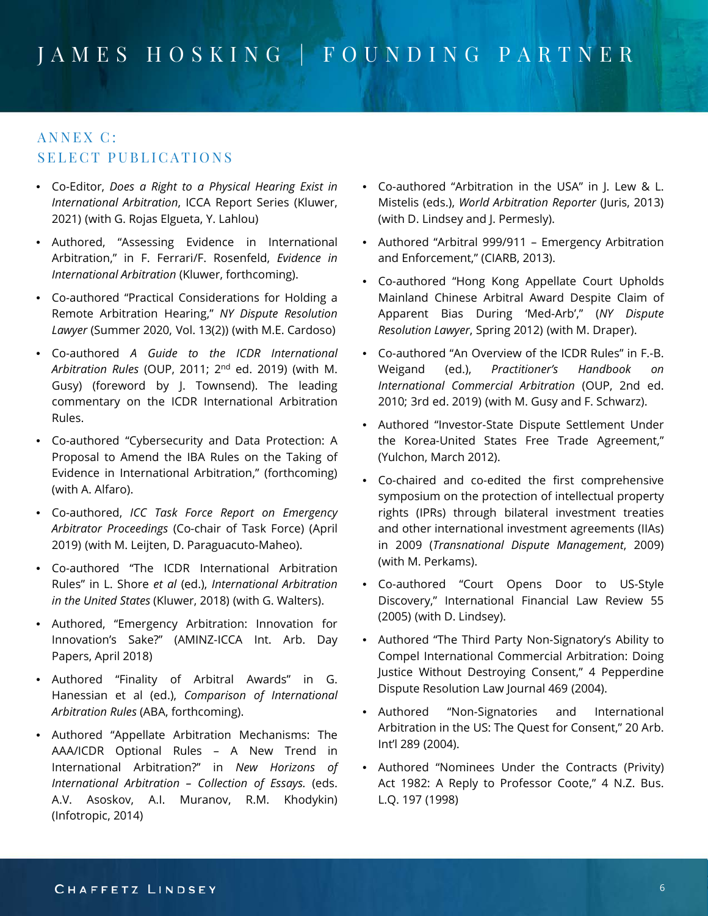## ANNEX C: SELECT PUBLICATIONS

- Co-Editor, *Does a Right to a Physical Hearing Exist in International Arbitration*, ICCA Report Series (Kluwer, 2021) (with G. Rojas Elgueta, Y. Lahlou)
- Authored, "Assessing Evidence in International Arbitration," in F. Ferrari/F. Rosenfeld, *Evidence in International Arbitration* (Kluwer, forthcoming).
- Co-authored "Practical Considerations for Holding a Remote Arbitration Hearing," *NY Dispute Resolution Lawyer* (Summer 2020, Vol. 13(2)) (with M.E. Cardoso)
- Co-authored *A Guide to the ICDR International Arbitration Rules* (OUP, 2011; 2nd ed. 2019) (with M. Gusy) (foreword by J. Townsend). The leading commentary on the ICDR International Arbitration Rules.
- Co-authored "Cybersecurity and Data Protection: A Proposal to Amend the IBA Rules on the Taking of Evidence in International Arbitration," (forthcoming) (with A. Alfaro).
- Co-authored, *ICC Task Force Report on Emergency Arbitrator Proceedings* (Co-chair of Task Force) (April 2019) (with M. Leijten, D. Paraguacuto-Maheo).
- Co-authored "The ICDR International Arbitration Rules" in L. Shore *et al* (ed.), *International Arbitration in the United States* (Kluwer, 2018) (with G. Walters).
- Authored, "Emergency Arbitration: Innovation for Innovation's Sake?" (AMINZ-ICCA Int. Arb. Day Papers, April 2018)
- Authored "Finality of Arbitral Awards" in G. Hanessian et al (ed.), *Comparison of International Arbitration Rules* (ABA, forthcoming).
- Authored "Appellate Arbitration Mechanisms: The AAA/ICDR Optional Rules – A New Trend in International Arbitration?" in *New Horizons of International Arbitration – Collection of Essays.* (eds. A.V. Asoskov, A.I. Muranov, R.M. Khodykin) (Infotropic, 2014)
- Co-authored "Arbitration in the USA" in J. Lew & L. Mistelis (eds.), *World Arbitration Reporter* (Juris, 2013) (with D. Lindsey and J. Permesly).
- Authored "Arbitral 999/911 – Emergency Arbitration and Enforcement," (CIARB, 2013).
- Co-authored "Hong Kong Appellate Court Upholds Mainland Chinese Arbitral Award Despite Claim of Apparent Bias During 'Med-Arb'," (*NY Dispute Resolution Lawyer*, Spring 2012) (with M. Draper).
- Co-authored "An Overview of the ICDR Rules" in F.-B. Weigand (ed.), *Practitioner's Handbook on International Commercial Arbitration* (OUP, 2nd ed. 2010; 3rd ed. 2019) (with M. Gusy and F. Schwarz).
- Authored "Investor-State Dispute Settlement Under the Korea-United States Free Trade Agreement," (Yulchon, March 2012).
- Co-chaired and co-edited the first comprehensive symposium on the protection of intellectual property rights (IPRs) through bilateral investment treaties and other international investment agreements (IIAs) in 2009 (*Transnational Dispute Management*, 2009) (with M. Perkams).
- Co-authored "Court Opens Door to US-Style Discovery," International Financial Law Review 55 (2005) (with D. Lindsey).
- Authored "The Third Party Non-Signatory's Ability to Compel International Commercial Arbitration: Doing Justice Without Destroying Consent," 4 Pepperdine Dispute Resolution Law Journal 469 (2004).
- Authored "Non-Signatories and International Arbitration in the US: The Quest for Consent," 20 Arb. Int'l 289 (2004).
- Authored "Nominees Under the Contracts (Privity) Act 1982: A Reply to Professor Coote," 4 N.Z. Bus. L.Q. 197 (1998)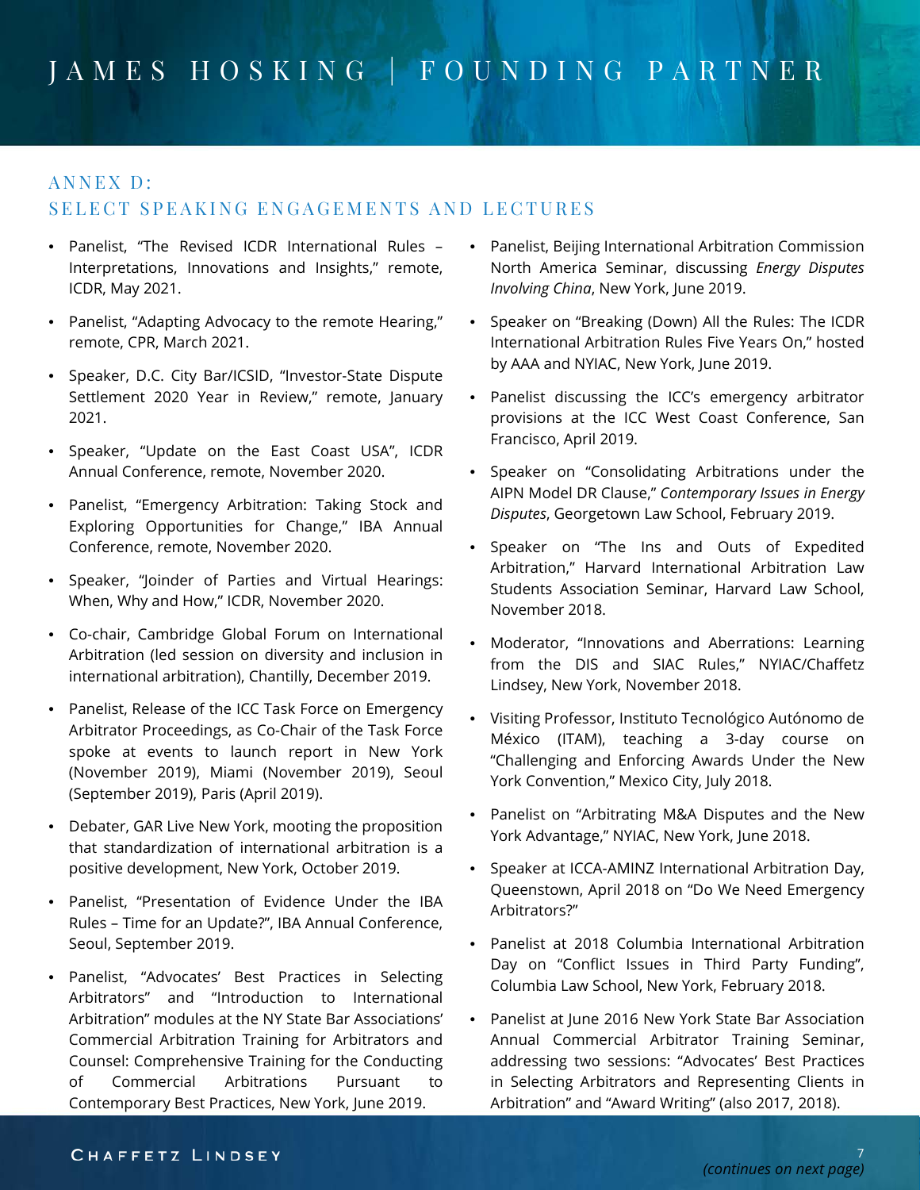## ANNEX D: SELECT SPEAKING ENGAGEMENTS AND LECTURES

- Panelist, "The Revised ICDR International Rules – Interpretations, Innovations and Insights," remote, ICDR, May 2021.
- Panelist, "Adapting Advocacy to the remote Hearing," remote, CPR, March 2021.
- Speaker, D.C. City Bar/ICSID, "Investor-State Dispute Settlement 2020 Year in Review," remote, January 2021.
- Speaker, "Update on the East Coast USA", ICDR Annual Conference, remote, November 2020.
- Panelist, "Emergency Arbitration: Taking Stock and Exploring Opportunities for Change," IBA Annual Conference, remote, November 2020.
- Speaker, "Joinder of Parties and Virtual Hearings: When, Why and How," ICDR, November 2020.
- Co-chair, Cambridge Global Forum on International Arbitration (led session on diversity and inclusion in international arbitration), Chantilly, December 2019.
- Panelist, Release of the ICC Task Force on Emergency Arbitrator Proceedings, as Co-Chair of the Task Force spoke at events to launch report in New York (November 2019), Miami (November 2019), Seoul (September 2019), Paris (April 2019).
- Debater, GAR Live New York, mooting the proposition that standardization of international arbitration is a positive development, New York, October 2019.
- Panelist, "Presentation of Evidence Under the IBA Rules – Time for an Update?", IBA Annual Conference, Seoul, September 2019.
- Panelist, "Advocates' Best Practices in Selecting Arbitrators" and "Introduction to International Arbitration" modules at the NY State Bar Associations' Commercial Arbitration Training for Arbitrators and Counsel: Comprehensive Training for the Conducting of Commercial Arbitrations Pursuant to Contemporary Best Practices, New York, June 2019.
- Panelist, Beijing International Arbitration Commission North America Seminar, discussing *Energy Disputes Involving China*, New York, June 2019.
- Speaker on "Breaking (Down) All the Rules: The ICDR International Arbitration Rules Five Years On," hosted by AAA and NYIAC, New York, June 2019.
- Panelist discussing the ICC's emergency arbitrator provisions at the ICC West Coast Conference, San Francisco, April 2019.
- Speaker on "Consolidating Arbitrations under the AIPN Model DR Clause," *Contemporary Issues in Energy Disputes*, Georgetown Law School, February 2019.
- Speaker on "The Ins and Outs of Expedited Arbitration," Harvard International Arbitration Law Students Association Seminar, Harvard Law School, November 2018.
- Moderator, "Innovations and Aberrations: Learning from the DIS and SIAC Rules," NYIAC/Chaffetz Lindsey, New York, November 2018.
- Visiting Professor, Instituto Tecnológico Autónomo de México (ITAM), teaching a 3-day course on "Challenging and Enforcing Awards Under the New York Convention," Mexico City, July 2018.
- Panelist on "Arbitrating M&A Disputes and the New York Advantage," NYIAC, New York, June 2018.
- Speaker at ICCA-AMINZ International Arbitration Day, Queenstown, April 2018 on "Do We Need Emergency Arbitrators?"
- Panelist at 2018 Columbia International Arbitration Day on "Conflict Issues in Third Party Funding", Columbia Law School, New York, February 2018.
- Panelist at June 2016 New York State Bar Association Annual Commercial Arbitrator Training Seminar, addressing two sessions: "Advocates' Best Practices in Selecting Arbitrators and Representing Clients in Arbitration" and "Award Writing" (also 2017, 2018).

*(continues on next page)*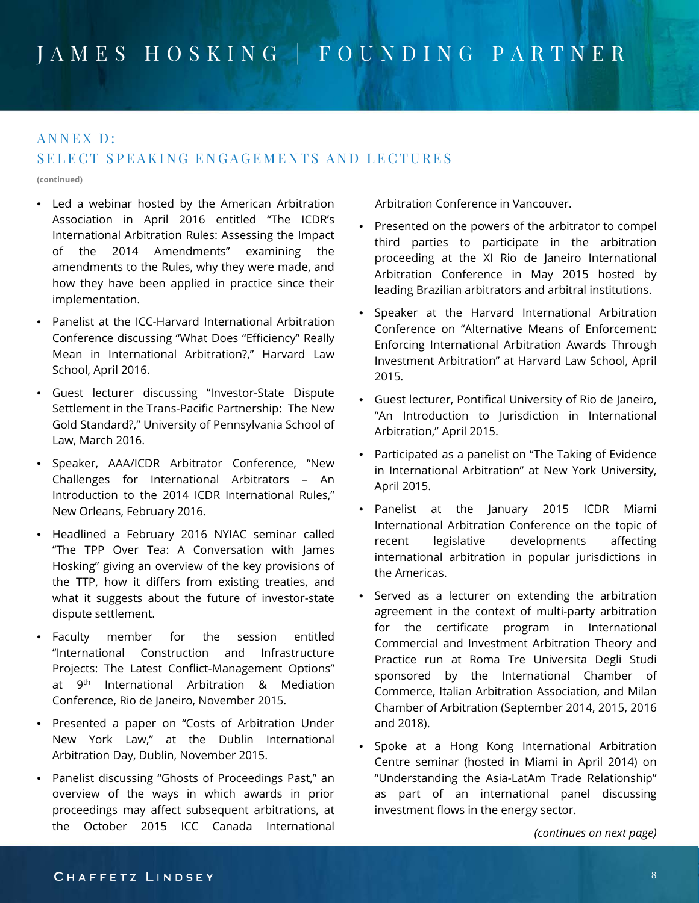## ANNEX D: SELECT SPEAKING ENGAGEMENTS AND LECTURES

**(continued)**

- Led a webinar hosted by the American Arbitration Association in April 2016 entitled "The ICDR's International Arbitration Rules: Assessing the Impact of the 2014 Amendments" examining the amendments to the Rules, why they were made, and how they have been applied in practice since their implementation.
- Panelist at the ICC-Harvard International Arbitration Conference discussing "What Does "Efficiency" Really Mean in International Arbitration?," Harvard Law School, April 2016.
- Guest lecturer discussing "Investor-State Dispute Settlement in the Trans-Pacific Partnership: The New Gold Standard?," University of Pennsylvania School of Law, March 2016.
- Speaker, AAA/ICDR Arbitrator Conference, "New Challenges for International Arbitrators – An Introduction to the 2014 ICDR International Rules," New Orleans, February 2016.
- Headlined a February 2016 NYIAC seminar called "The TPP Over Tea: A Conversation with James Hosking" giving an overview of the key provisions of the TTP, how it differs from existing treaties, and what it suggests about the future of investor-state dispute settlement.
- Faculty member for the session entitled "International Construction and Infrastructure Projects: The Latest Conflict-Management Options" at 9th International Arbitration & Mediation Conference, Rio de Janeiro, November 2015.
- Presented a paper on "Costs of Arbitration Under New York Law," at the Dublin International Arbitration Day, Dublin, November 2015.
- Panelist discussing "Ghosts of Proceedings Past," an overview of the ways in which awards in prior proceedings may affect subsequent arbitrations, at the October 2015 ICC Canada International Arbitration Conference in Vancouver.
- Presented on the powers of the arbitrator to compel third parties to participate in the arbitration proceeding at the XI Rio de Janeiro International Arbitration Conference in May 2015 hosted by leading Brazilian arbitrators and arbitral institutions.
- Speaker at the Harvard International Arbitration Conference on "Alternative Means of Enforcement: Enforcing International Arbitration Awards Through Investment Arbitration" at Harvard Law School, April 2015.
- Guest lecturer, Pontifical University of Rio de Janeiro, "An Introduction to Jurisdiction in International Arbitration," April 2015.
- Participated as a panelist on "The Taking of Evidence in International Arbitration" at New York University, April 2015.
- Panelist at the January 2015 ICDR Miami International Arbitration Conference on the topic of recent legislative developments affecting international arbitration in popular jurisdictions in the Americas.
- Served as a lecturer on extending the arbitration agreement in the context of multi-party arbitration for the certificate program in International Commercial and Investment Arbitration Theory and Practice run at Roma Tre Universita Degli Studi sponsored by the International Chamber of Commerce, Italian Arbitration Association, and Milan Chamber of Arbitration (September 2014, 2015, 2016 and 2018).
- Spoke at a Hong Kong International Arbitration Centre seminar (hosted in Miami in April 2014) on "Understanding the Asia-LatAm Trade Relationship" as part of an international panel discussing investment flows in the energy sector.

*(continues on next page)*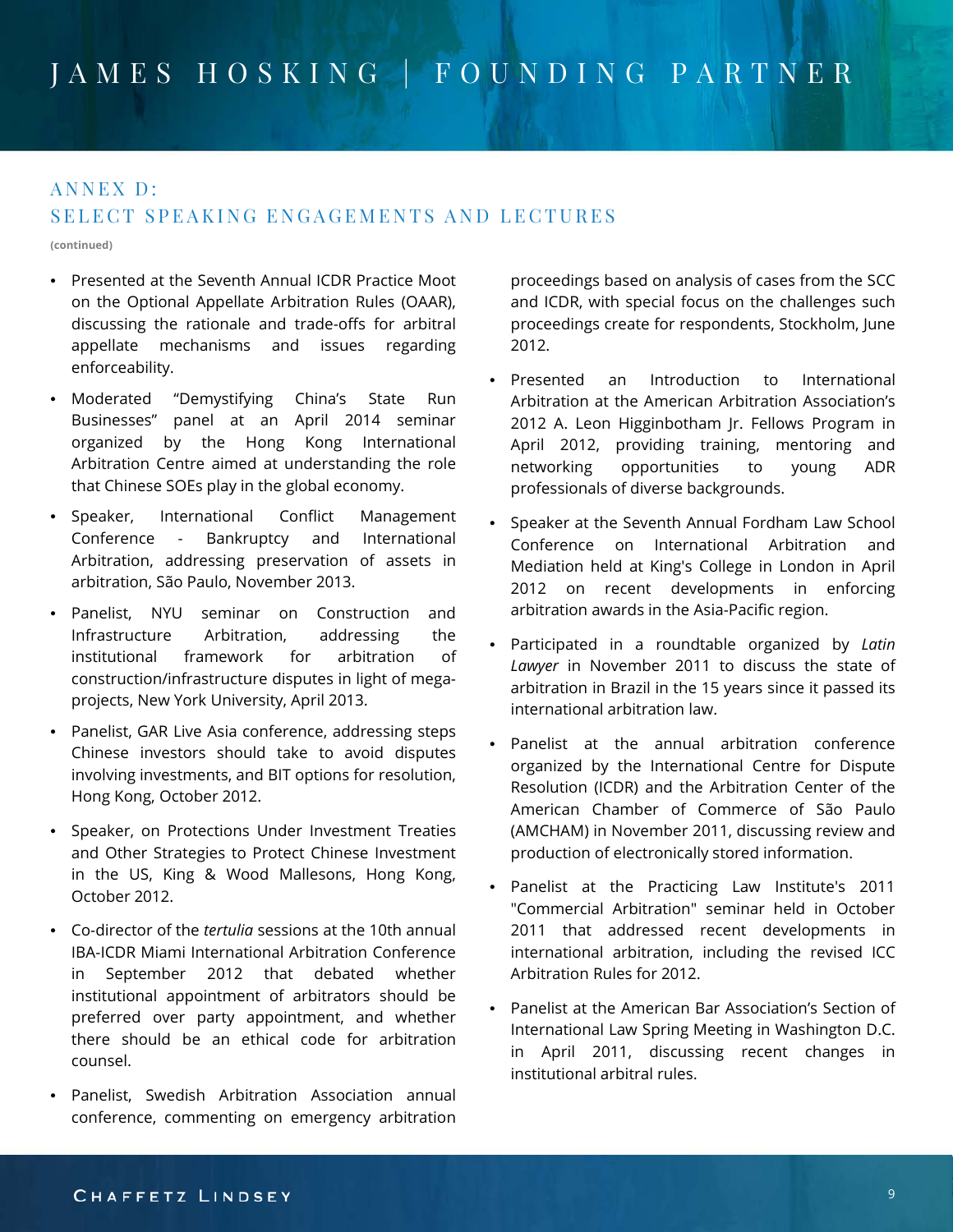## ANNEX D: SELECT SPEAKING ENGAGEMENTS AND LECTURES

**(continued)**

- Presented at the Seventh Annual ICDR Practice Moot on the Optional Appellate Arbitration Rules (OAAR), discussing the rationale and trade-offs for arbitral appellate mechanisms and issues regarding enforceability.
- Moderated "Demystifying China's State Run Businesses" panel at an April 2014 seminar organized by the Hong Kong International Arbitration Centre aimed at understanding the role that Chinese SOEs play in the global economy.
- Speaker, International Conflict Management Conference - Bankruptcy and International Arbitration, addressing preservation of assets in arbitration, São Paulo, November 2013.
- Panelist, NYU seminar on Construction and Infrastructure Arbitration, addressing the institutional framework for arbitration of construction/infrastructure disputes in light of mega-projects, New York University, April 2013.
- Panelist, GAR Live Asia conference, addressing steps Chinese investors should take to avoid disputes involving investments, and BIT options for resolution, Hong Kong, October 2012.
- Speaker, on Protections Under Investment Treaties and Other Strategies to Protect Chinese Investment in the US, King & Wood Mallesons, Hong Kong, October 2012.
- Co-director of the *tertulia* sessions at the 10th annual IBA-ICDR Miami International Arbitration Conference in September 2012 that debated whether institutional appointment of arbitrators should be preferred over party appointment, and whether there should be an ethical code for arbitration counsel.
- Panelist, Swedish Arbitration Association annual conference, commenting on emergency arbitration proceedings based on analysis of cases from the SCC and ICDR, with special focus on the challenges such proceedings create for respondents, Stockholm, June 2012.
- Presented an Introduction to International Arbitration at the American Arbitration Association's 2012 A. Leon Higginbotham Jr. Fellows Program in April 2012, providing training, mentoring and networking opportunities to young ADR professionals of diverse backgrounds.
- Speaker at the Seventh Annual Fordham Law School Conference on International Arbitration and Mediation held at King's College in London in April 2012 on recent developments in enforcing arbitration awards in the Asia-Pacific region.
- Participated in a roundtable organized by *Latin Lawyer* in November 2011 to discuss the state of arbitration in Brazil in the 15 years since it passed its international arbitration law.
- Panelist at the annual arbitration conference organized by the International Centre for Dispute Resolution (ICDR) and the Arbitration Center of the American Chamber of Commerce of São Paulo (AMCHAM) in November 2011, discussing review and production of electronically stored information.
- Panelist at the Practicing Law Institute's 2011 "Commercial Arbitration" seminar held in October 2011 that addressed recent developments in international arbitration, including the revised ICC Arbitration Rules for 2012.
- Panelist at the American Bar Association's Section of International Law Spring Meeting in Washington D.C. in April 2011, discussing recent changes in institutional arbitral rules.